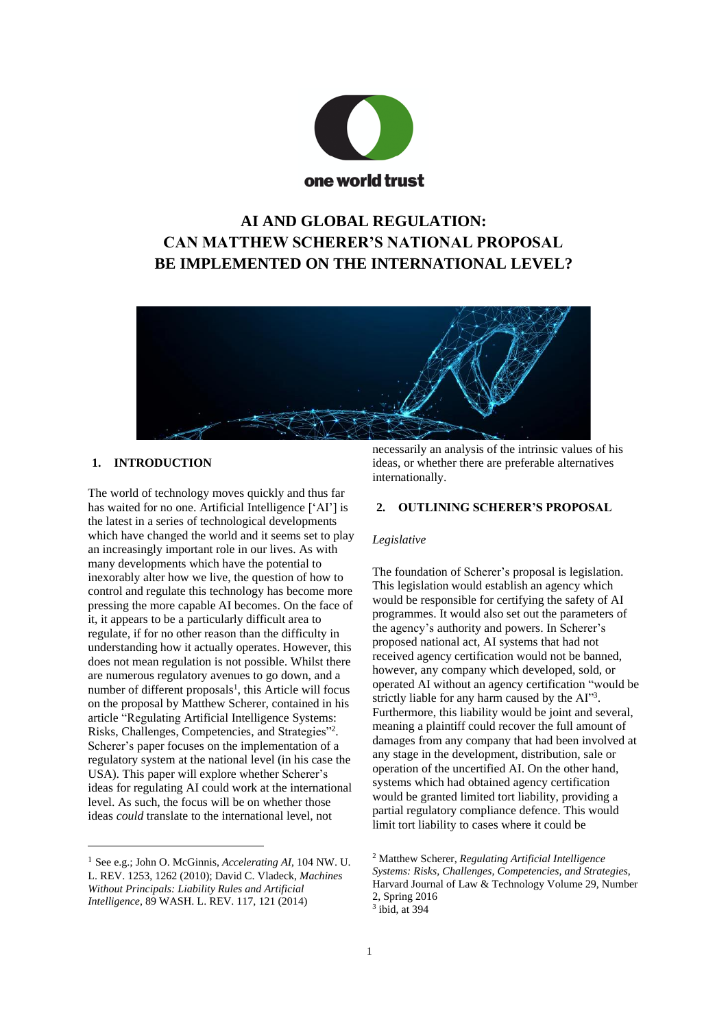one world trust

# AI AND GLOBAL REGULATION: CAN MATTHEW SCHERER'S NATIONAL PROPOSAL BE IMPLEMENTED ON THE INTERNATIONAL LEVEL?

## 1. INTRODUCTION

The world of technology moves quickly and thus far has waited for no one. Artificial Intelligence ['AI'] is the latest in a series of technological developments which have changed the world and it seems set to play an increasingly important role in our lives. As with many developments which have the potential to inexorably alter how we live, the question of how to control and regulate this technology has become more pressing the more capable AI becomes. On the face of it, it appears to be a particularly difficult area to regulate, if for no other reason than the difficulty in understanding how it actually operates. However, this does not mean regulation is not possible. Whilst there are numerous regulatory avenues to go down, and a number of different proposals[1], this Article will focus on the proposal by Matthew Scherer, contained in his article "Regulating Artificial Intelligence Systems: Risks, Challenges, Competencies, and Strategies"[2]. Scherer's paper focuses on the implementation of a regulatory system at the national level (in his case the USA). This paper will explore whether Scherer's ideas for regulating AI could work at the international level. As such, the focus will be on whether those ideas *could* translate to the international level, not necessarily an analysis of the intrinsic values of his ideas, or whether there are preferable alternatives internationally.

## 2. OUTLINING SCHERER'S PROPOSAL

*Legislative*

The foundation of Scherer's proposal is legislation. This legislation would establish an agency which would be responsible for certifying the safety of AI programmes. It would also set out the parameters of the agency's authority and powers. In Scherer's proposed national act, AI systems that had not received agency certification would not be banned, however, any company which developed, sold, or operated AI without an agency certification "would be strictly liable for any harm caused by the AI"[3]. Furthermore, this liability would be joint and several, meaning a plaintiff could recover the full amount of damages from any company that had been involved at any stage in the development, distribution, sale or operation of the uncertified AI. On the other hand, systems which had obtained agency certification would be granted limited tort liability, providing a partial regulatory compliance defence. This would limit tort liability to cases where it could be

---

[1] See e.g.; John O. McGinnis, *Accelerating AI*, 104 NW. U. L. REV. 1253, 1262 (2010); David C. Vladeck, *Machines Without Principals: Liability Rules and Artificial Intelligence*, 89 WASH. L. REV. 117, 121 (2014)

[2] Matthew Scherer, *Regulating Artificial Intelligence Systems: Risks, Challenges, Competencies, and Strategies*, Harvard Journal of Law & Technology Volume 29, Number 2, Spring 2016

[3] ibid, at 394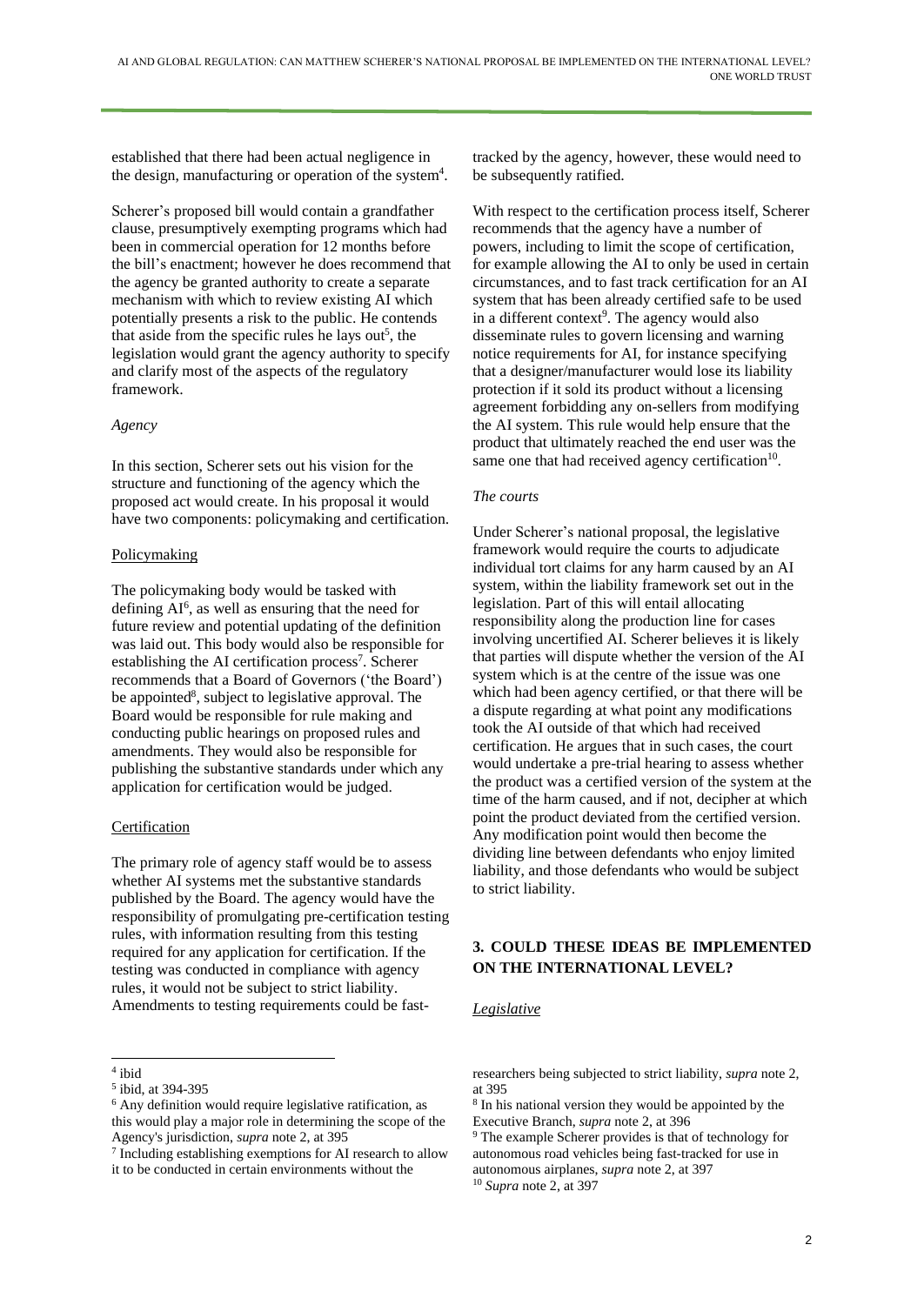established that there had been actual negligence in the design, manufacturing or operation of the system[4].

Scherer's proposed bill would contain a grandfather clause, presumptively exempting programs which had been in commercial operation for 12 months before the bill's enactment; however he does recommend that the agency be granted authority to create a separate mechanism with which to review existing AI which potentially presents a risk to the public. He contends that aside from the specific rules he lays out[5], the legislation would grant the agency authority to specify and clarify most of the aspects of the regulatory framework.

*Agency*

In this section, Scherer sets out his vision for the structure and functioning of the agency which the proposed act would create. In his proposal it would have two components: policymaking and certification.

Policymaking

The policymaking body would be tasked with defining AI[6], as well as ensuring that the need for future review and potential updating of the definition was laid out. This body would also be responsible for establishing the AI certification process[7]. Scherer recommends that a Board of Governors ('the Board') be appointed[8], subject to legislative approval. The Board would be responsible for rule making and conducting public hearings on proposed rules and amendments. They would also be responsible for publishing the substantive standards under which any application for certification would be judged.

Certification

The primary role of agency staff would be to assess whether AI systems met the substantive standards published by the Board. The agency would have the responsibility of promulgating pre-certification testing rules, with information resulting from this testing required for any application for certification. If the testing was conducted in compliance with agency rules, it would not be subject to strict liability. Amendments to testing requirements could be fast-tracked by the agency, however, these would need to be subsequently ratified.

With respect to the certification process itself, Scherer recommends that the agency have a number of powers, including to limit the scope of certification, for example allowing the AI to only be used in certain circumstances, and to fast track certification for an AI system that has been already certified safe to be used in a different context[9]. The agency would also disseminate rules to govern licensing and warning notice requirements for AI, for instance specifying that a designer/manufacturer would lose its liability protection if it sold its product without a licensing agreement forbidding any on-sellers from modifying the AI system. This rule would help ensure that the product that ultimately reached the end user was the same one that had received agency certification[10].

*The courts*

Under Scherer's national proposal, the legislative framework would require the courts to adjudicate individual tort claims for any harm caused by an AI system, within the liability framework set out in the legislation. Part of this will entail allocating responsibility along the production line for cases involving uncertified AI. Scherer believes it is likely that parties will dispute whether the version of the AI system which is at the centre of the issue was one which had been agency certified, or that there will be a dispute regarding at what point any modifications took the AI outside of that which had received certification. He argues that in such cases, the court would undertake a pre-trial hearing to assess whether the product was a certified version of the system at the time of the harm caused, and if not, decipher at which point the product deviated from the certified version. Any modification point would then become the dividing line between defendants who enjoy limited liability, and those defendants who would be subject to strict liability.

## 3. COULD THESE IDEAS BE IMPLEMENTED ON THE INTERNATIONAL LEVEL?

*Legislative*

---

[4] ibid

[5] ibid, at 394-395

[6] Any definition would require legislative ratification, as this would play a major role in determining the scope of the Agency's jurisdiction, *supra* note 2, at 395

[7] Including establishing exemptions for AI research to allow it to be conducted in certain environments without the researchers being subjected to strict liability, *supra* note 2, at 395

[8] In his national version they would be appointed by the Executive Branch, *supra* note 2, at 396

[9] The example Scherer provides is that of technology for autonomous road vehicles being fast-tracked for use in autonomous airplanes, *supra* note 2, at 397

[10] *Supra* note 2, at 397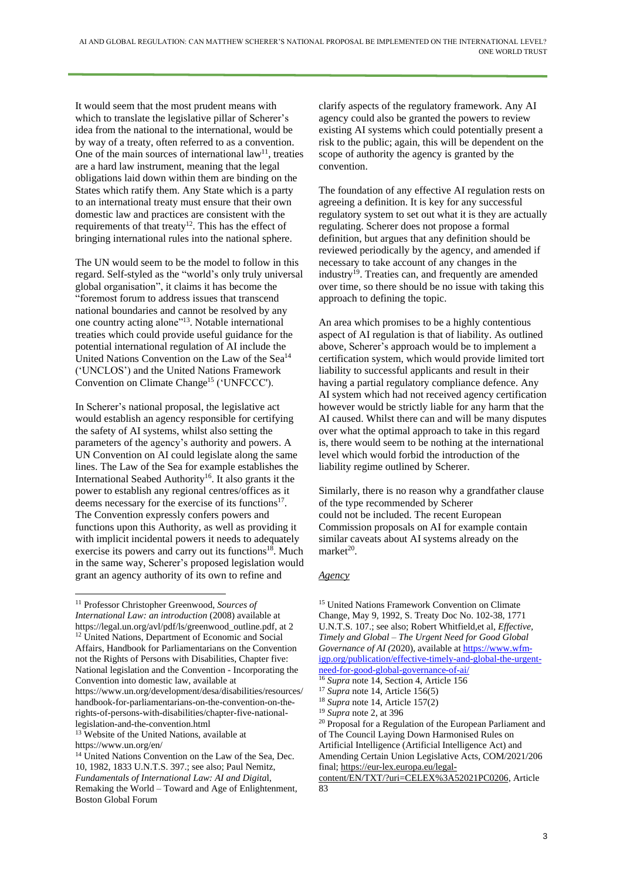It would seem that the most prudent means with which to translate the legislative pillar of Scherer's idea from the national to the international, would be by way of a treaty, often referred to as a convention. One of the main sources of international law[11], treaties are a hard law instrument, meaning that the legal obligations laid down within them are binding on the States which ratify them. Any State which is a party to an international treaty must ensure that their own domestic law and practices are consistent with the requirements of that treaty[12]. This has the effect of bringing international rules into the national sphere.

The UN would seem to be the model to follow in this regard. Self-styled as the "world's only truly universal global organisation", it claims it has become the "foremost forum to address issues that transcend national boundaries and cannot be resolved by any one country acting alone"[13]. Notable international treaties which could provide useful guidance for the potential international regulation of AI include the United Nations Convention on the Law of the Sea[14] ('UNCLOS') and the United Nations Framework Convention on Climate Change[15] ('UNFCCC').

In Scherer's national proposal, the legislative act would establish an agency responsible for certifying the safety of AI systems, whilst also setting the parameters of the agency's authority and powers. A UN Convention on AI could legislate along the same lines. The Law of the Sea for example establishes the International Seabed Authority[16]. It also grants it the power to establish any regional centres/offices as it deems necessary for the exercise of its functions[17]. The Convention expressly confers powers and functions upon this Authority, as well as providing it with implicit incidental powers it needs to adequately exercise its powers and carry out its functions[18]. Much in the same way, Scherer's proposed legislation would grant an agency authority of its own to refine and clarify aspects of the regulatory framework. Any AI agency could also be granted the powers to review existing AI systems which could potentially present a risk to the public; again, this will be dependent on the scope of authority the agency is granted by the convention.

The foundation of any effective AI regulation rests on agreeing a definition. It is key for any successful regulatory system to set out what it is they are actually regulating. Scherer does not propose a formal definition, but argues that any definition should be reviewed periodically by the agency, and amended if necessary to take account of any changes in the industry[19]. Treaties can, and frequently are amended over time, so there should be no issue with taking this approach to defining the topic.

An area which promises to be a highly contentious aspect of AI regulation is that of liability. As outlined above, Scherer's approach would be to implement a certification system, which would provide limited tort liability to successful applicants and result in their having a partial regulatory compliance defence. Any AI system which had not received agency certification however would be strictly liable for any harm that the AI caused. Whilst there can and will be many disputes over what the optimal approach to take in this regard is, there would seem to be nothing at the international level which would forbid the introduction of the liability regime outlined by Scherer.

Similarly, there is no reason why a grandfather clause of the type recommended by Scherer could not be included. The recent European Commission proposals on AI for example contain similar caveats about AI systems already on the market[20].

*Agency*

---

[11] Professor Christopher Greenwood, *Sources of International Law: an introduction* (2008) available at https://legal.un.org/avl/pdf/ls/greenwood_outline.pdf, at 2

[12] United Nations, Department of Economic and Social Affairs, Handbook for Parliamentarians on the Convention not the Rights of Persons with Disabilities, Chapter five: National legislation and the Convention - Incorporating the Convention into domestic law, available at https://www.un.org/development/desa/disabilities/resources/handbook-for-parliamentarians-on-the-convention-on-the-rights-of-persons-with-disabilities/chapter-five-national-legislation-and-the-convention.html

[13] Website of the United Nations, available at https://www.un.org/en/

[14] United Nations Convention on the Law of the Sea, Dec. 10, 1982, 1833 U.N.T.S. 397.; see also; Paul Nemitz, *Fundamentals of International Law: AI and Digita*l, Remaking the World – Toward and Age of Enlightenment, Boston Global Forum

[15] United Nations Framework Convention on Climate Change, May 9, 1992, S. Treaty Doc No. 102-38, 1771 U.N.T.S. 107.; see also; Robert Whitfield,et al, *Effective, Timely and Global – The Urgent Need for Good Global Governance of AI (*2020), available at https://www.wfm-igp.org/publication/effective-timely-and-global-the-urgent-need-for-good-global-governance-of-ai/

[16] *Supra* note 14, Section 4, Article 156

[17] *Supra* note 14, Article 156(5)

[18] *Supra* note 14, Article 157(2)

[19] *Supra* note 2, at 396

[20] Proposal for a Regulation of the European Parliament and of The Council Laying Down Harmonised Rules on Artificial Intelligence (Artificial Intelligence Act) and Amending Certain Union Legislative Acts, COM/2021/206 final; https://eur-lex.europa.eu/legal-content/EN/TXT/?uri=CELEX%3A52021PC0206, Article 83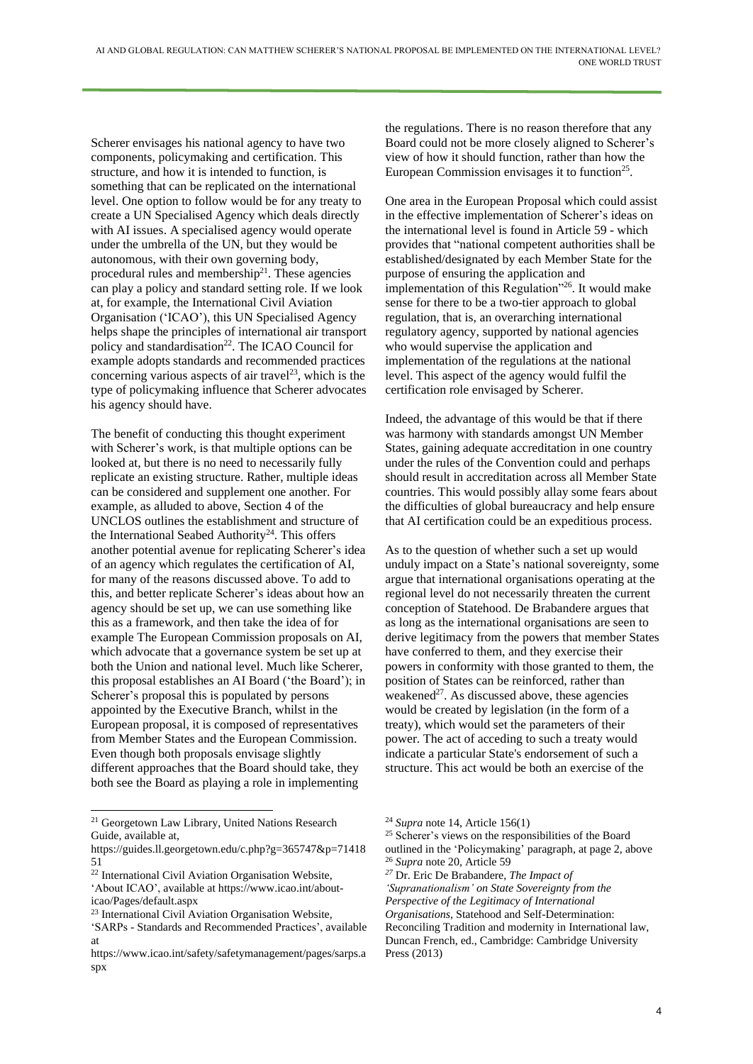Scherer envisages his national agency to have two components, policymaking and certification. This structure, and how it is intended to function, is something that can be replicated on the international level. One option to follow would be for any treaty to create a UN Specialised Agency which deals directly with AI issues. A specialised agency would operate under the umbrella of the UN, but they would be autonomous, with their own governing body, procedural rules and membership[21]. These agencies can play a policy and standard setting role. If we look at, for example, the International Civil Aviation Organisation ('ICAO'), this UN Specialised Agency helps shape the principles of international air transport policy and standardisation[22]. The ICAO Council for example adopts standards and recommended practices concerning various aspects of air travel[23], which is the type of policymaking influence that Scherer advocates his agency should have.

The benefit of conducting this thought experiment with Scherer's work, is that multiple options can be looked at, but there is no need to necessarily fully replicate an existing structure. Rather, multiple ideas can be considered and supplement one another. For example, as alluded to above, Section 4 of the UNCLOS outlines the establishment and structure of the International Seabed Authority[24]. This offers another potential avenue for replicating Scherer's idea of an agency which regulates the certification of AI, for many of the reasons discussed above. To add to this, and better replicate Scherer's ideas about how an agency should be set up, we can use something like this as a framework, and then take the idea of for example The European Commission proposals on AI, which advocate that a governance system be set up at both the Union and national level. Much like Scherer, this proposal establishes an AI Board ('the Board'); in Scherer's proposal this is populated by persons appointed by the Executive Branch, whilst in the European proposal, it is composed of representatives from Member States and the European Commission. Even though both proposals envisage slightly different approaches that the Board should take, they both see the Board as playing a role in implementing the regulations. There is no reason therefore that any Board could not be more closely aligned to Scherer's view of how it should function, rather than how the European Commission envisages it to function[25].

One area in the European Proposal which could assist in the effective implementation of Scherer's ideas on the international level is found in Article 59 - which provides that "national competent authorities shall be established/designated by each Member State for the purpose of ensuring the application and implementation of this Regulation"[26]. It would make sense for there to be a two-tier approach to global regulation, that is, an overarching international regulatory agency, supported by national agencies who would supervise the application and implementation of the regulations at the national level. This aspect of the agency would fulfil the certification role envisaged by Scherer.

Indeed, the advantage of this would be that if there was harmony with standards amongst UN Member States, gaining adequate accreditation in one country under the rules of the Convention could and perhaps should result in accreditation across all Member State countries. This would possibly allay some fears about the difficulties of global bureaucracy and help ensure that AI certification could be an expeditious process.

As to the question of whether such a set up would unduly impact on a State's national sovereignty, some argue that international organisations operating at the regional level do not necessarily threaten the current conception of Statehood. De Brabandere argues that as long as the international organisations are seen to derive legitimacy from the powers that member States have conferred to them, and they exercise their powers in conformity with those granted to them, the position of States can be reinforced, rather than weakened[27]. As discussed above, these agencies would be created by legislation (in the form of a treaty), which would set the parameters of their power. The act of acceding to such a treaty would indicate a particular State's endorsement of such a structure. This act would be both an exercise of the

---

[21] Georgetown Law Library, United Nations Research Guide, available at, https://guides.ll.georgetown.edu/c.php?g=365747&p=7141851

[22] International Civil Aviation Organisation Website, 'About ICAO', available at https://www.icao.int/about-icao/Pages/default.aspx

[23] International Civil Aviation Organisation Website, 'SARPs - Standards and Recommended Practices', available at https://www.icao.int/safety/safetymanagement/pages/sarps.aspx

[24] *Supra* note 14, Article 156(1)

[25] Scherer's views on the responsibilities of the Board outlined in the 'Policymaking' paragraph, at page 2, above

[26] *Supra* note 20, Article 59

[27] Dr. Eric De Brabandere, *The Impact of 'Supranationalism' on State Sovereignty from the Perspective of the Legitimacy of International Organisations*, Statehood and Self-Determination: Reconciling Tradition and modernity in International law, Duncan French, ed., Cambridge: Cambridge University Press (2013)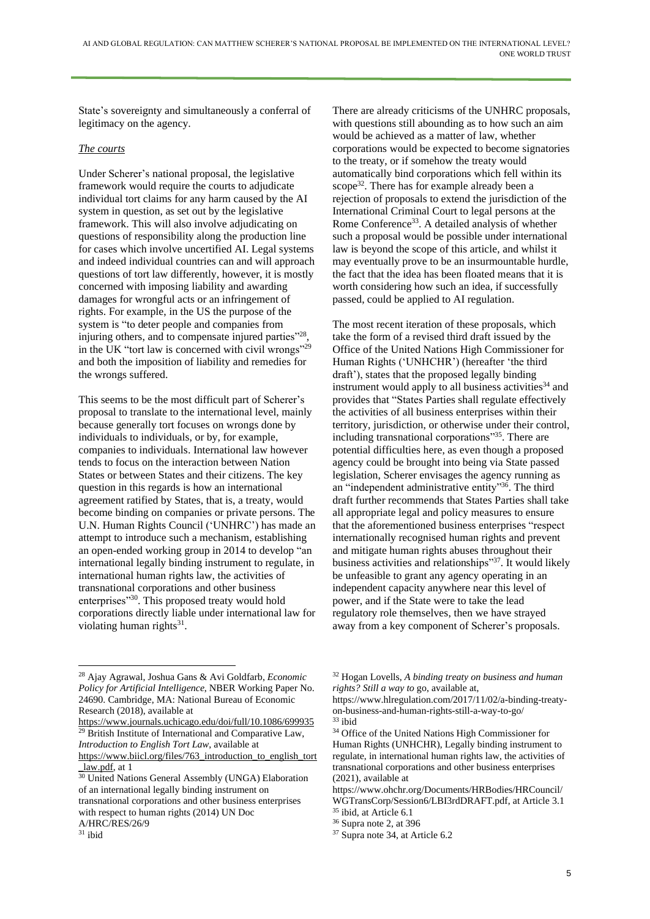State's sovereignty and simultaneously a conferral of legitimacy on the agency.

### *The courts*

Under Scherer's national proposal, the legislative framework would require the courts to adjudicate individual tort claims for any harm caused by the AI system in question, as set out by the legislative framework. This will also involve adjudicating on questions of responsibility along the production line for cases which involve uncertified AI. Legal systems and indeed individual countries can and will approach questions of tort law differently, however, it is mostly concerned with imposing liability and awarding damages for wrongful acts or an infringement of rights. For example, in the US the purpose of the system is "to deter people and companies from injuring others, and to compensate injured parties"[28], in the UK "tort law is concerned with civil wrongs"[29] and both the imposition of liability and remedies for the wrongs suffered.

This seems to be the most difficult part of Scherer's proposal to translate to the international level, mainly because generally tort focuses on wrongs done by individuals to individuals, or by, for example, companies to individuals. International law however tends to focus on the interaction between Nation States or between States and their citizens. The key question in this regards is how an international agreement ratified by States, that is, a treaty, would become binding on companies or private persons. The U.N. Human Rights Council ('UNHRC') has made an attempt to introduce such a mechanism, establishing an open-ended working group in 2014 to develop "an international legally binding instrument to regulate, in international human rights law, the activities of transnational corporations and other business enterprises"[30]. This proposed treaty would hold corporations directly liable under international law for violating human rights[31].

There are already criticisms of the UNHRC proposals, with questions still abounding as to how such an aim would be achieved as a matter of law, whether corporations would be expected to become signatories to the treaty, or if somehow the treaty would automatically bind corporations which fell within its scope[32]. There has for example already been a rejection of proposals to extend the jurisdiction of the International Criminal Court to legal persons at the Rome Conference[33]. A detailed analysis of whether such a proposal would be possible under international law is beyond the scope of this article, and whilst it may eventually prove to be an insurmountable hurdle, the fact that the idea has been floated means that it is worth considering how such an idea, if successfully passed, could be applied to AI regulation.

The most recent iteration of these proposals, which take the form of a revised third draft issued by the Office of the United Nations High Commissioner for Human Rights ('UNHCHR') (hereafter 'the third draft'), states that the proposed legally binding instrument would apply to all business activities[34] and provides that "States Parties shall regulate effectively the activities of all business enterprises within their territory, jurisdiction, or otherwise under their control, including transnational corporations"[35]. There are potential difficulties here, as even though a proposed agency could be brought into being via State passed legislation, Scherer envisages the agency running as an "independent administrative entity"[36]. The third draft further recommends that States Parties shall take all appropriate legal and policy measures to ensure that the aforementioned business enterprises "respect internationally recognised human rights and prevent and mitigate human rights abuses throughout their business activities and relationships"[37]. It would likely be unfeasible to grant any agency operating in an independent capacity anywhere near this level of power, and if the State were to take the lead regulatory role themselves, then we have strayed away from a key component of Scherer's proposals.

---

[28] Ajay Agrawal, Joshua Gans & Avi Goldfarb, *Economic Policy for Artificial Intelligence*, NBER Working Paper No. 24690. Cambridge, MA: National Bureau of Economic Research (2018), available at https://www.journals.uchicago.edu/doi/full/10.1086/699935

[29] British Institute of International and Comparative Law, *Introduction to English Tort Law*, available at https://www.biicl.org/files/763_introduction_to_english_tort_law.pdf, at 1

[30] United Nations General Assembly (UNGA) Elaboration of an international legally binding instrument on transnational corporations and other business enterprises with respect to human rights (2014) UN Doc A/HRC/RES/26/9

[31] ibid

[32] Hogan Lovells, *A binding treaty on business and human rights? Still a way to* go, available at, https://www.hlregulation.com/2017/11/02/a-binding-treaty-on-business-and-human-rights-still-a-way-to-go/

[33] ibid

[34] Office of the United Nations High Commissioner for Human Rights (UNHCHR), Legally binding instrument to regulate, in international human rights law, the activities of transnational corporations and other business enterprises (2021), available at https://www.ohchr.org/Documents/HRBodies/HRCouncil/WGTransCorp/Session6/LBI3rdDRAFT.pdf, at Article 3.1

[35] ibid, at Article 6.1

[36] Supra note 2, at 396

[37] Supra note 34, at Article 6.2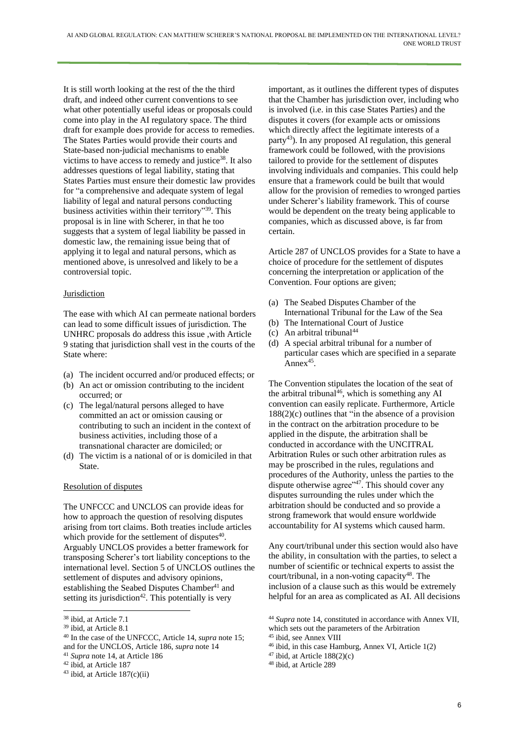It is still worth looking at the rest of the the third draft, and indeed other current conventions to see what other potentially useful ideas or proposals could come into play in the AI regulatory space. The third draft for example does provide for access to remedies. The States Parties would provide their courts and State-based non-judicial mechanisms to enable victims to have access to remedy and justice[38]. It also addresses questions of legal liability, stating that States Parties must ensure their domestic law provides for "a comprehensive and adequate system of legal liability of legal and natural persons conducting business activities within their territory"[39]. This proposal is in line with Scherer, in that he too suggests that a system of legal liability be passed in domestic law, the remaining issue being that of applying it to legal and natural persons, which as mentioned above, is unresolved and likely to be a controversial topic.

Jurisdiction

The ease with which AI can permeate national borders can lead to some difficult issues of jurisdiction. The UNHRC proposals do address this issue ,with Article 9 stating that jurisdiction shall vest in the courts of the State where:

(a) The incident occurred and/or produced effects; or
(b) An act or omission contributing to the incident occurred; or
(c) The legal/natural persons alleged to have committed an act or omission causing or contributing to such an incident in the context of business activities, including those of a transnational character are domiciled; or
(d) The victim is a national of or is domiciled in that State.

Resolution of disputes

The UNFCCC and UNCLOS can provide ideas for how to approach the question of resolving disputes arising from tort claims. Both treaties include articles which provide for the settlement of disputes[40]. Arguably UNCLOS provides a better framework for transposing Scherer's tort liability conceptions to the international level. Section 5 of UNCLOS outlines the settlement of disputes and advisory opinions, establishing the Seabed Disputes Chamber[41] and setting its jurisdiction[42]. This potentially is very important, as it outlines the different types of disputes that the Chamber has jurisdiction over, including who is involved (i.e. in this case States Parties) and the disputes it covers (for example acts or omissions which directly affect the legitimate interests of a party[43]). In any proposed AI regulation, this general framework could be followed, with the provisions tailored to provide for the settlement of disputes involving individuals and companies. This could help ensure that a framework could be built that would allow for the provision of remedies to wronged parties under Scherer's liability framework. This of course would be dependent on the treaty being applicable to companies, which as discussed above, is far from certain.

Article 287 of UNCLOS provides for a State to have a choice of procedure for the settlement of disputes concerning the interpretation or application of the Convention. Four options are given;

(a) The Seabed Disputes Chamber of the International Tribunal for the Law of the Sea
(b) The International Court of Justice
(c) An arbitral tribunal[44]
(d) A special arbitral tribunal for a number of particular cases which are specified in a separate Annex[45].

The Convention stipulates the location of the seat of the arbitral tribunal[46], which is something any AI convention can easily replicate. Furthermore, Article 188(2)(c) outlines that "in the absence of a provision in the contract on the arbitration procedure to be applied in the dispute, the arbitration shall be conducted in accordance with the UNCITRAL Arbitration Rules or such other arbitration rules as may be proscribed in the rules, regulations and procedures of the Authority, unless the parties to the dispute otherwise agree"[47]. This should cover any disputes surrounding the rules under which the arbitration should be conducted and so provide a strong framework that would ensure worldwide accountability for AI systems which caused harm.

Any court/tribunal under this section would also have the ability, in consultation with the parties, to select a number of scientific or technical experts to assist the court/tribunal, in a non-voting capacity[48]. The inclusion of a clause such as this would be extremely helpful for an area as complicated as AI. All decisions

---

[38] ibid, at Article 7.1
[39] ibid, at Article 8.1
[40] In the case of the UNFCCC, Article 14, *supra* note 15; and for the UNCLOS, Article 186, *supra* note 14
[41] *Supra* note 14, at Article 186
[42] ibid, at Article 187
[43] ibid, at Article 187(c)(ii)
[44] *Supra* note 14, constituted in accordance with Annex VII, which sets out the parameters of the Arbitration
[45] ibid, see Annex VIII
[46] ibid, in this case Hamburg, Annex VI, Article 1(2)
[47] ibid, at Article 188(2)(c)
[48] ibid, at Article 289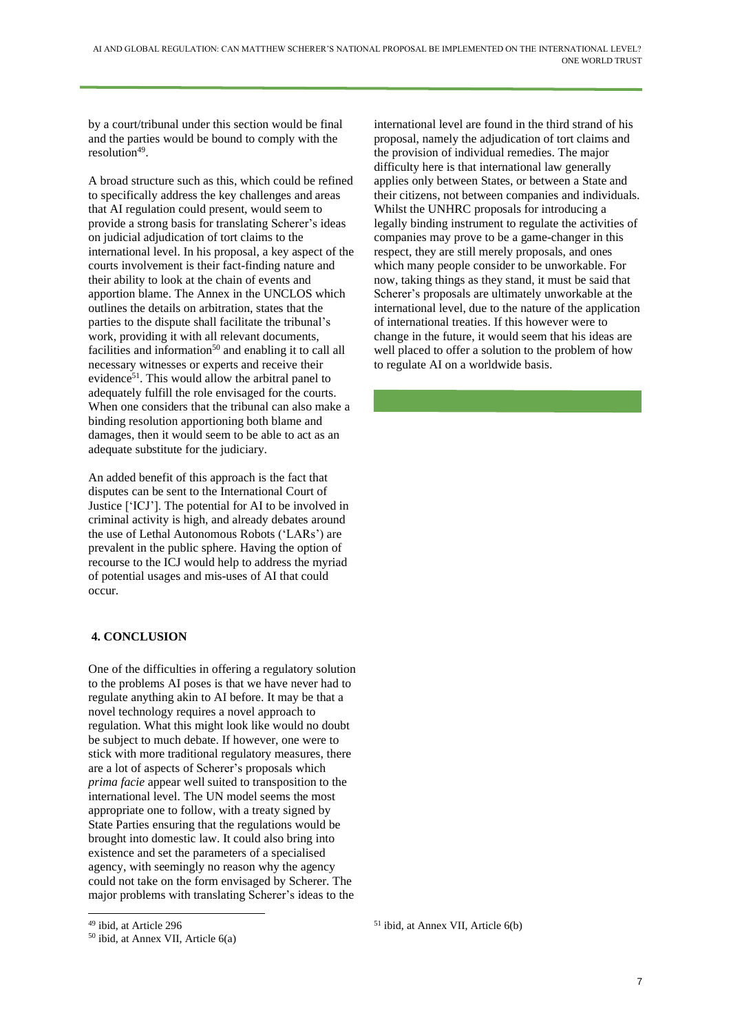by a court/tribunal under this section would be final and the parties would be bound to comply with the resolution[49].

A broad structure such as this, which could be refined to specifically address the key challenges and areas that AI regulation could present, would seem to provide a strong basis for translating Scherer's ideas on judicial adjudication of tort claims to the international level. In his proposal, a key aspect of the courts involvement is their fact-finding nature and their ability to look at the chain of events and apportion blame. The Annex in the UNCLOS which outlines the details on arbitration, states that the parties to the dispute shall facilitate the tribunal's work, providing it with all relevant documents, facilities and information[50] and enabling it to call all necessary witnesses or experts and receive their evidence[51]. This would allow the arbitral panel to adequately fulfill the role envisaged for the courts. When one considers that the tribunal can also make a binding resolution apportioning both blame and damages, then it would seem to be able to act as an adequate substitute for the judiciary.

An added benefit of this approach is the fact that disputes can be sent to the International Court of Justice ['ICJ']. The potential for AI to be involved in criminal activity is high, and already debates around the use of Lethal Autonomous Robots ('LARs') are prevalent in the public sphere. Having the option of recourse to the ICJ would help to address the myriad of potential usages and mis-uses of AI that could occur.

## 4. CONCLUSION

One of the difficulties in offering a regulatory solution to the problems AI poses is that we have never had to regulate anything akin to AI before. It may be that a novel technology requires a novel approach to regulation. What this might look like would no doubt be subject to much debate. If however, one were to stick with more traditional regulatory measures, there are a lot of aspects of Scherer's proposals which *prima facie* appear well suited to transposition to the international level. The UN model seems the most appropriate one to follow, with a treaty signed by State Parties ensuring that the regulations would be brought into domestic law. It could also bring into existence and set the parameters of a specialised agency, with seemingly no reason why the agency could not take on the form envisaged by Scherer. The major problems with translating Scherer's ideas to the international level are found in the third strand of his proposal, namely the adjudication of tort claims and the provision of individual remedies. The major difficulty here is that international law generally applies only between States, or between a State and their citizens, not between companies and individuals. Whilst the UNHRC proposals for introducing a legally binding instrument to regulate the activities of companies may prove to be a game-changer in this respect, they are still merely proposals, and ones which many people consider to be unworkable. For now, taking things as they stand, it must be said that Scherer's proposals are ultimately unworkable at the international level, due to the nature of the application of international treaties. If this however were to change in the future, it would seem that his ideas are well placed to offer a solution to the problem of how to regulate AI on a worldwide basis.

---

[49] ibid, at Article 296

[50] ibid, at Annex VII, Article 6(a)

[51] ibid, at Annex VII, Article 6(b)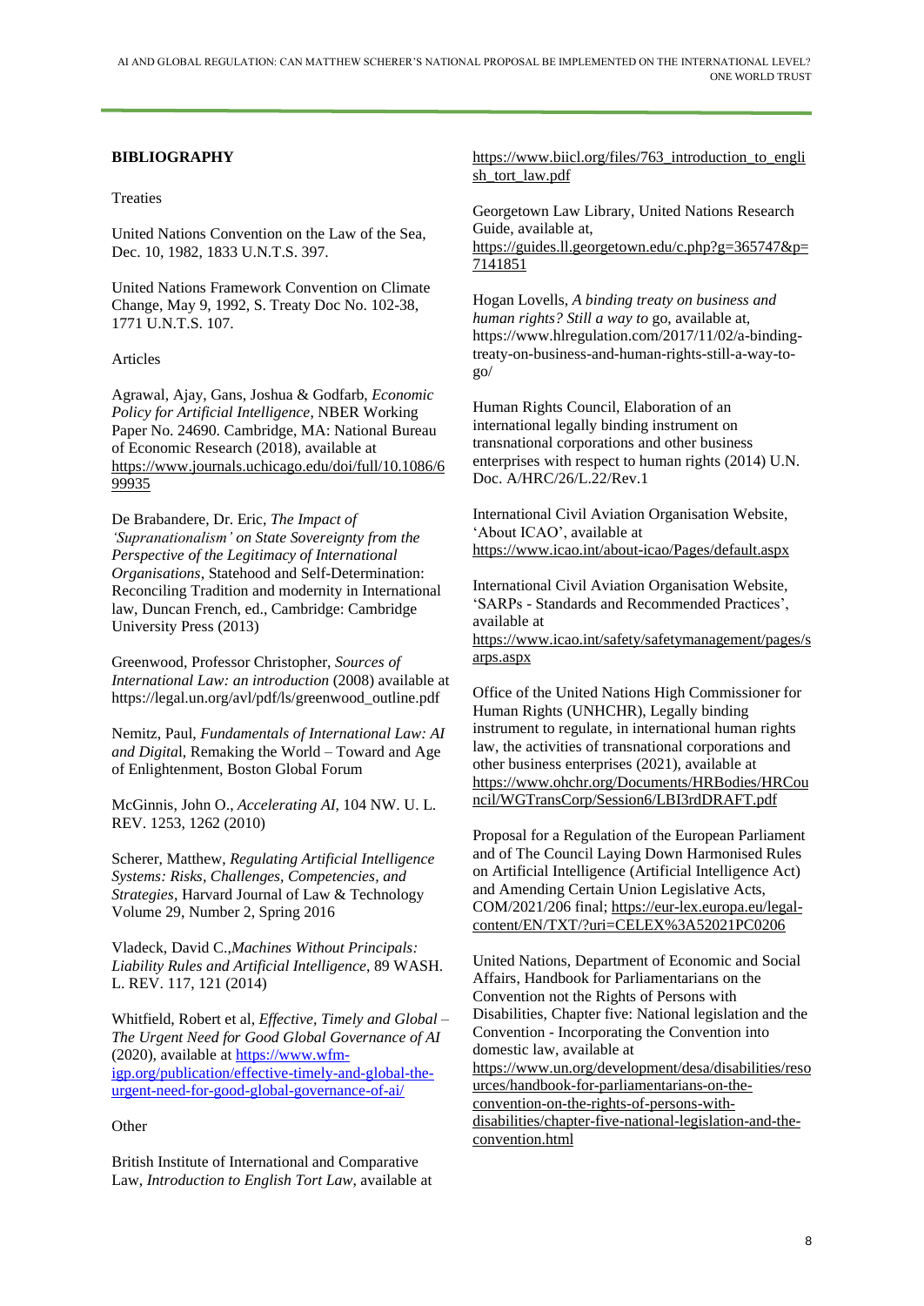**BIBLIOGRAPHY**

Treaties

United Nations Convention on the Law of the Sea, Dec. 10, 1982, 1833 U.N.T.S. 397.

United Nations Framework Convention on Climate Change, May 9, 1992, S. Treaty Doc No. 102-38, 1771 U.N.T.S. 107.

Articles

Agrawal, Ajay, Gans, Joshua & Godfarb, *Economic Policy for Artificial Intelligence*, NBER Working Paper No. 24690. Cambridge, MA: National Bureau of Economic Research (2018), available at https://www.journals.uchicago.edu/doi/full/10.1086/699935

De Brabandere, Dr. Eric, *The Impact of 'Supranationalism' on State Sovereignty from the Perspective of the Legitimacy of International Organisations*, Statehood and Self-Determination: Reconciling Tradition and modernity in International law, Duncan French, ed., Cambridge: Cambridge University Press (2013)

Greenwood, Professor Christopher, *Sources of International Law: an introduction* (2008) available at https://legal.un.org/avl/pdf/ls/greenwood_outline.pdf

Nemitz, Paul, *Fundamentals of International Law: AI and Digita*l, Remaking the World – Toward and Age of Enlightenment, Boston Global Forum

McGinnis, John O., *Accelerating AI*, 104 NW. U. L. REV. 1253, 1262 (2010)

Scherer, Matthew, *Regulating Artificial Intelligence Systems: Risks, Challenges, Competencies, and Strategies*, Harvard Journal of Law & Technology Volume 29, Number 2, Spring 2016

Vladeck, David C.,*Machines Without Principals: Liability Rules and Artificial Intelligence*, 89 WASH. L. REV. 117, 121 (2014)

Whitfield, Robert et al, *Effective, Timely and Global – The Urgent Need for Good Global Governance of AI* (2020), available at https://www.wfm-igp.org/publication/effective-timely-and-global-the-urgent-need-for-good-global-governance-of-ai/

Other

British Institute of International and Comparative Law, *Introduction to English Tort Law*, available at https://www.biicl.org/files/763_introduction_to_english_tort_law.pdf

Georgetown Law Library, United Nations Research Guide, available at, https://guides.ll.georgetown.edu/c.php?g=365747&p=7141851

Hogan Lovells, *A binding treaty on business and human rights? Still a way to* go, available at, https://www.hlregulation.com/2017/11/02/a-binding-treaty-on-business-and-human-rights-still-a-way-to-go/

Human Rights Council, Elaboration of an international legally binding instrument on transnational corporations and other business enterprises with respect to human rights (2014) U.N. Doc. A/HRC/26/L.22/Rev.1

International Civil Aviation Organisation Website, 'About ICAO', available at https://www.icao.int/about-icao/Pages/default.aspx

International Civil Aviation Organisation Website, 'SARPs - Standards and Recommended Practices', available at https://www.icao.int/safety/safetymanagement/pages/sarps.aspx

Office of the United Nations High Commissioner for Human Rights (UNHCHR), Legally binding instrument to regulate, in international human rights law, the activities of transnational corporations and other business enterprises (2021), available at https://www.ohchr.org/Documents/HRBodies/HRCouncil/WGTransCorp/Session6/LBI3rdDRAFT.pdf

Proposal for a Regulation of the European Parliament and of The Council Laying Down Harmonised Rules on Artificial Intelligence (Artificial Intelligence Act) and Amending Certain Union Legislative Acts, COM/2021/206 final; https://eur-lex.europa.eu/legal-content/EN/TXT/?uri=CELEX%3A52021PC0206

United Nations, Department of Economic and Social Affairs, Handbook for Parliamentarians on the Convention not the Rights of Persons with Disabilities, Chapter five: National legislation and the Convention - Incorporating the Convention into domestic law, available at https://www.un.org/development/desa/disabilities/resources/handbook-for-parliamentarians-on-the-convention-on-the-rights-of-persons-with-disabilities/chapter-five-national-legislation-and-the-convention.html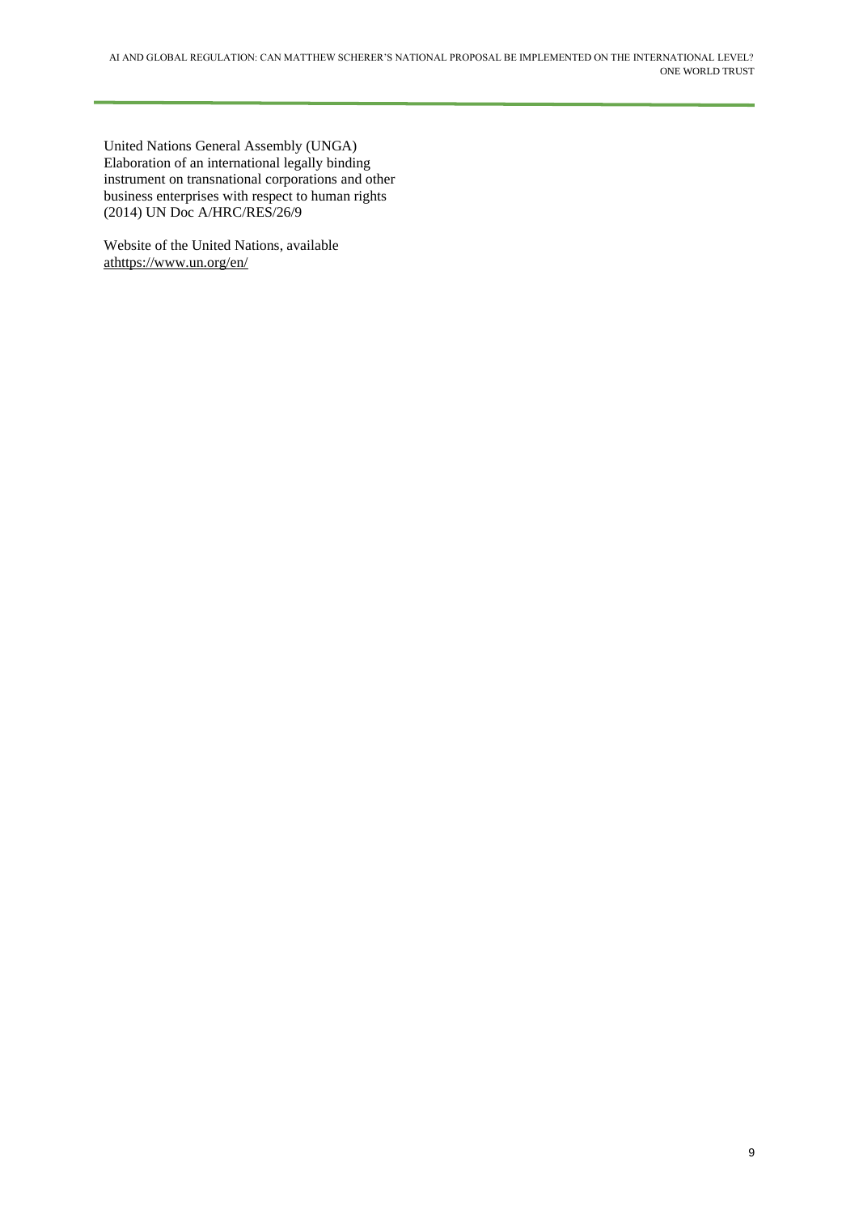United Nations General Assembly (UNGA) Elaboration of an international legally binding instrument on transnational corporations and other business enterprises with respect to human rights (2014) UN Doc A/HRC/RES/26/9

Website of the United Nations, available athttps://www.un.org/en/